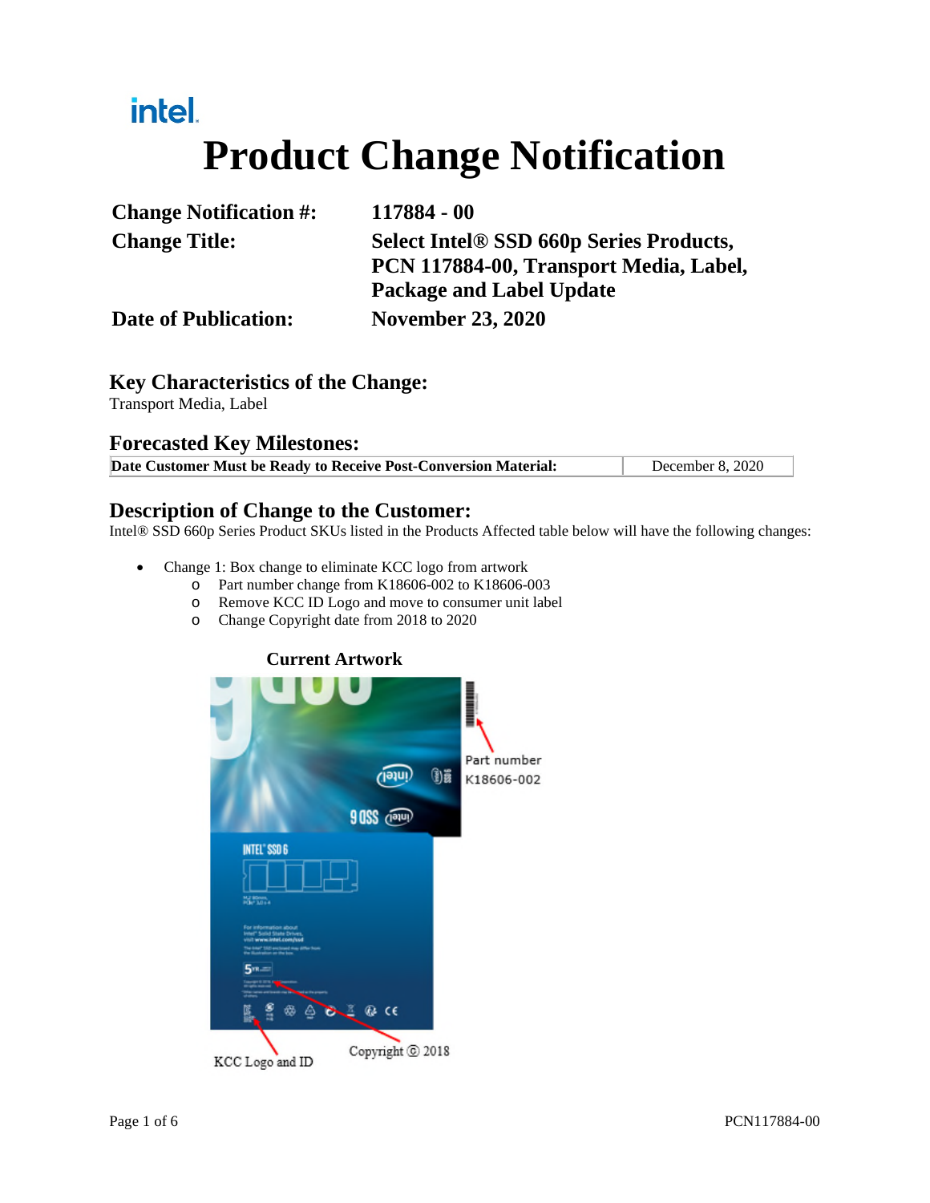intel.

# Product Change Notification

| | |
|---|---|
| **Change Notification #:** | **117884 - 00** |
| **Change Title:** | **Select Intel® SSD 660p Series Products, PCN 117884-00, Transport Media, Label, Package and Label Update** |
| **Date of Publication:** | **November 23, 2020** |

## Key Characteristics of the Change:

Transport Media, Label

## Forecasted Key Milestones:

| | |
|---|---|
| **Date Customer Must be Ready to Receive Post-Conversion Material:** | December 8, 2020 |

## Description of Change to the Customer:

Intel® SSD 660p Series Product SKUs listed in the Products Affected table below will have the following changes:

- Change 1: Box change to eliminate KCC logo from artwork
  - Part number change from K18606-002 to K18606-003
  - Remove KCC ID Logo and move to consumer unit label
  - Change Copyright date from 2018 to 2020

**Current Artwork**

Part number K18606-002

KCC Logo and ID

Copyright © 2018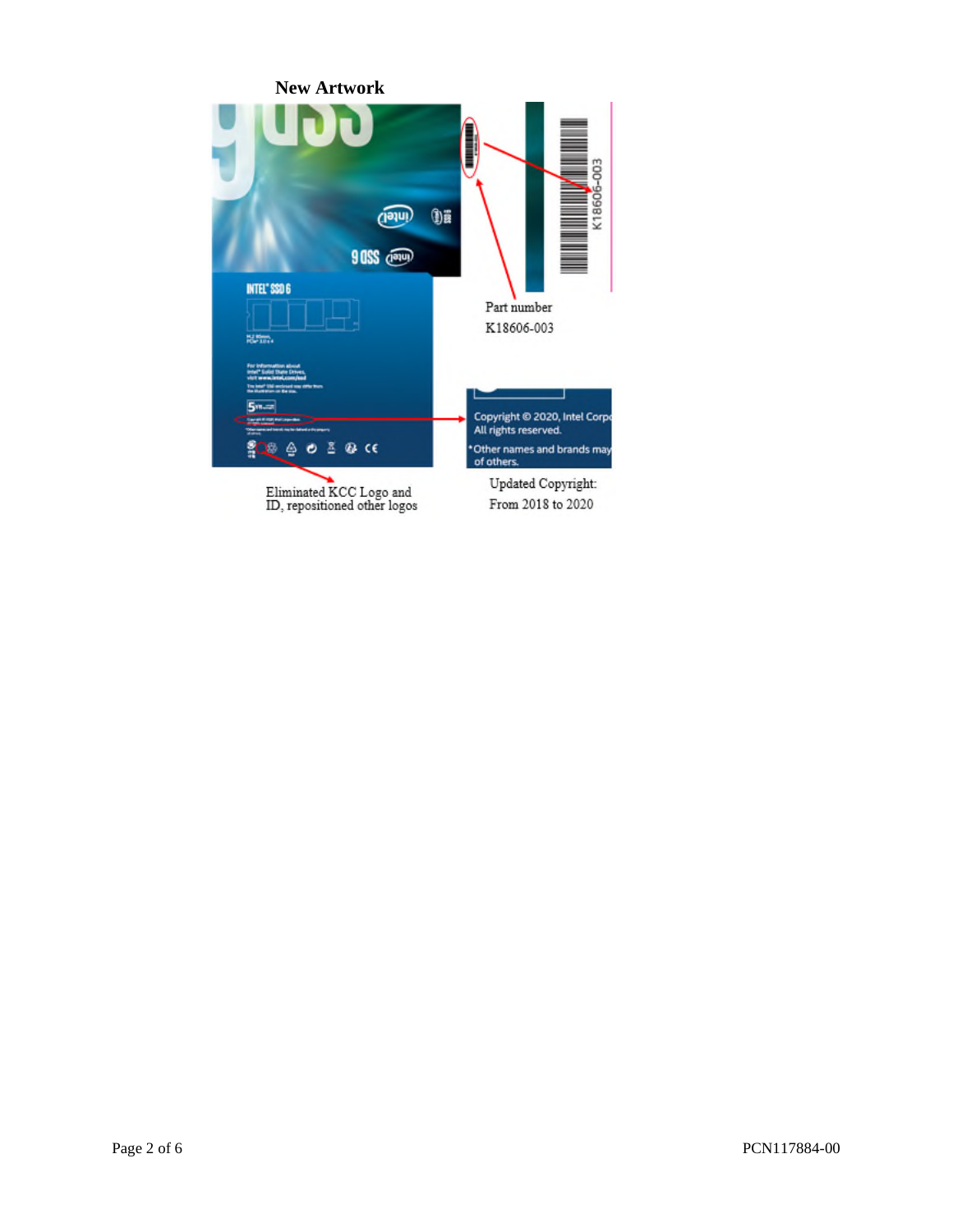**New Artwork**

Part number
K18606-003

Copyright © 2020, Intel Corp
All rights reserved.
*Other names and brands may
of others.

Eliminated KCC Logo and
ID, repositioned other logos

Updated Copyright:
From 2018 to 2020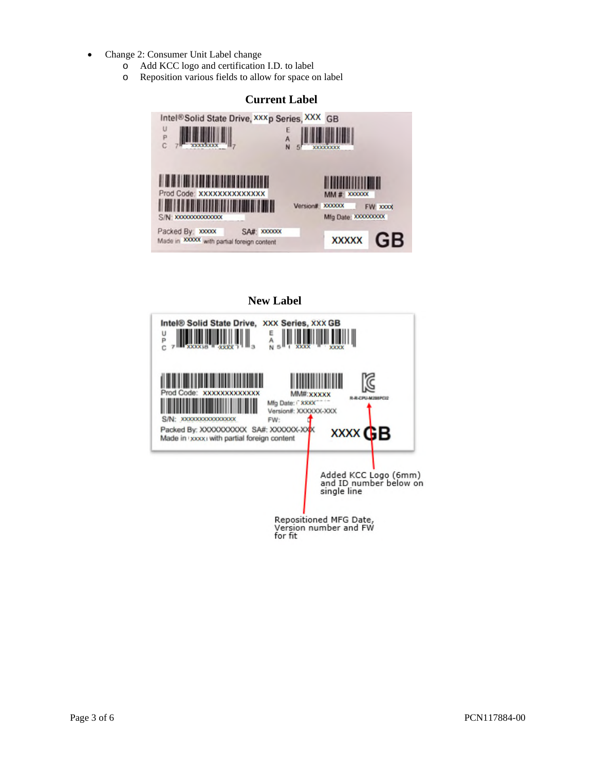- Change 2: Consumer Unit Label change
  - Add KCC logo and certification I.D. to label
  - Reposition various fields to allow for space on label

**Current Label**

**New Label**

Added KCC Logo (6mm) and ID number below on single line

Repositioned MFG Date, Version number and FW for fit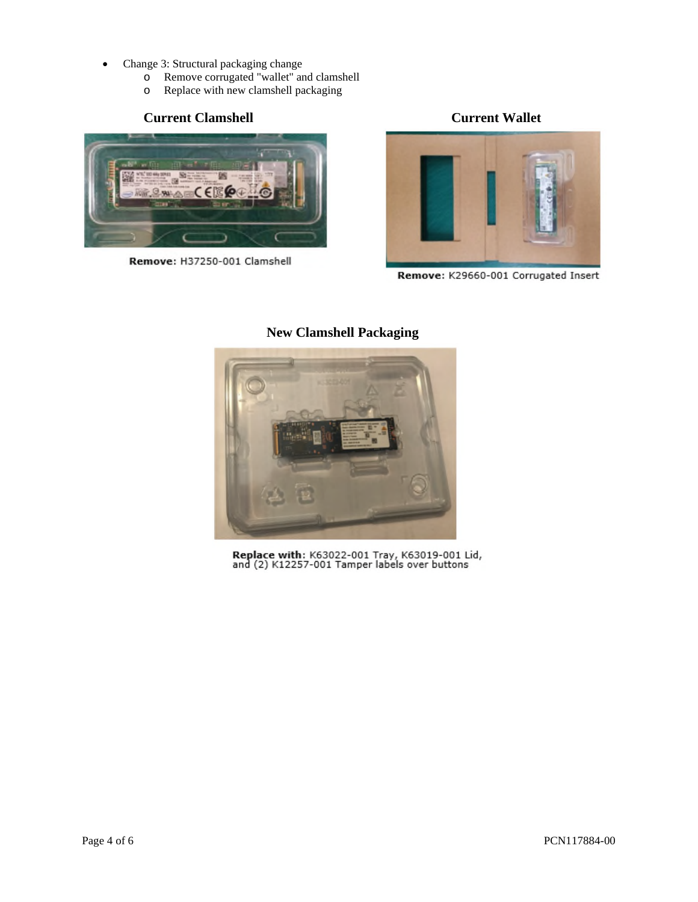- Change 3: Structural packaging change
  - Remove corrugated "wallet" and clamshell
  - Replace with new clamshell packaging

**Current Clamshell**

**Remove:** H37250-001 Clamshell

**Current Wallet**

**Remove:** K29660-001 Corrugated Insert

**New Clamshell Packaging**

**Replace with:** K63022-001 Tray, K63019-001 Lid, and (2) K12257-001 Tamper labels over buttons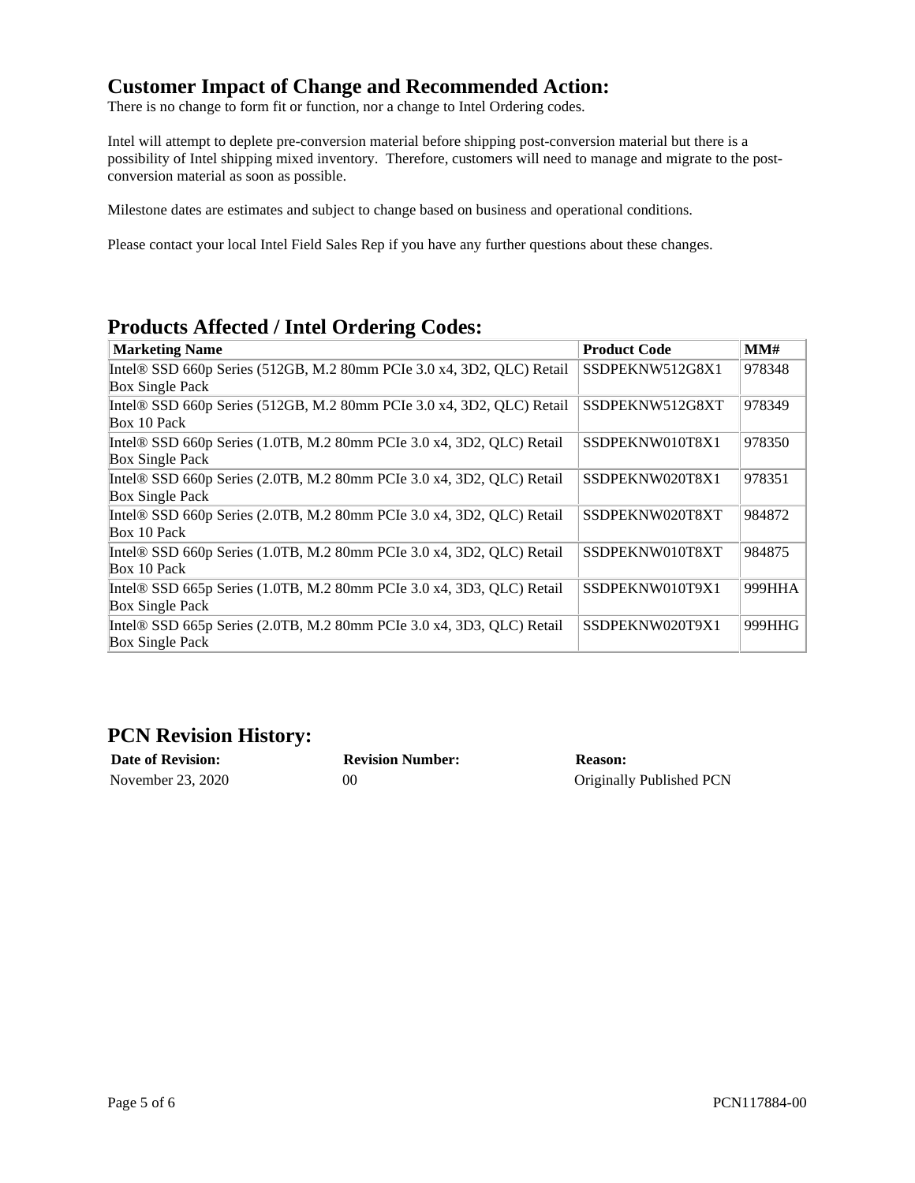## Customer Impact of Change and Recommended Action:

There is no change to form fit or function, nor a change to Intel Ordering codes.

Intel will attempt to deplete pre-conversion material before shipping post-conversion material but there is a possibility of Intel shipping mixed inventory. Therefore, customers will need to manage and migrate to the post-conversion material as soon as possible.

Milestone dates are estimates and subject to change based on business and operational conditions.

Please contact your local Intel Field Sales Rep if you have any further questions about these changes.

## Products Affected / Intel Ordering Codes:

| Marketing Name | Product Code | MM# |
|---|---|---|
| Intel® SSD 660p Series (512GB, M.2 80mm PCIe 3.0 x4, 3D2, QLC) Retail Box Single Pack | SSDPEKNW512G8X1 | 978348 |
| Intel® SSD 660p Series (512GB, M.2 80mm PCIe 3.0 x4, 3D2, QLC) Retail Box 10 Pack | SSDPEKNW512G8XT | 978349 |
| Intel® SSD 660p Series (1.0TB, M.2 80mm PCIe 3.0 x4, 3D2, QLC) Retail Box Single Pack | SSDPEKNW010T8X1 | 978350 |
| Intel® SSD 660p Series (2.0TB, M.2 80mm PCIe 3.0 x4, 3D2, QLC) Retail Box Single Pack | SSDPEKNW020T8X1 | 978351 |
| Intel® SSD 660p Series (2.0TB, M.2 80mm PCIe 3.0 x4, 3D2, QLC) Retail Box 10 Pack | SSDPEKNW020T8XT | 984872 |
| Intel® SSD 660p Series (1.0TB, M.2 80mm PCIe 3.0 x4, 3D2, QLC) Retail Box 10 Pack | SSDPEKNW010T8XT | 984875 |
| Intel® SSD 665p Series (1.0TB, M.2 80mm PCIe 3.0 x4, 3D3, QLC) Retail Box Single Pack | SSDPEKNW010T9X1 | 999HHA |
| Intel® SSD 665p Series (2.0TB, M.2 80mm PCIe 3.0 x4, 3D3, QLC) Retail Box Single Pack | SSDPEKNW020T9X1 | 999HHG |

## PCN Revision History:

| Date of Revision: | Revision Number: | Reason: |
|---|---|---|
| November 23, 2020 | 00 | Originally Published PCN |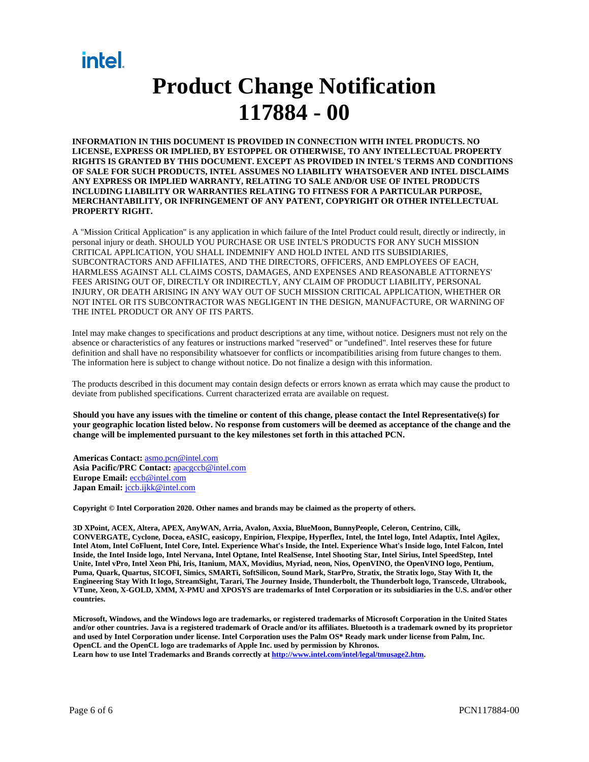# Product Change Notification 117884 - 00

**INFORMATION IN THIS DOCUMENT IS PROVIDED IN CONNECTION WITH INTEL PRODUCTS. NO LICENSE, EXPRESS OR IMPLIED, BY ESTOPPEL OR OTHERWISE, TO ANY INTELLECTUAL PROPERTY RIGHTS IS GRANTED BY THIS DOCUMENT. EXCEPT AS PROVIDED IN INTEL'S TERMS AND CONDITIONS OF SALE FOR SUCH PRODUCTS, INTEL ASSUMES NO LIABILITY WHATSOEVER AND INTEL DISCLAIMS ANY EXPRESS OR IMPLIED WARRANTY, RELATING TO SALE AND/OR USE OF INTEL PRODUCTS INCLUDING LIABILITY OR WARRANTIES RELATING TO FITNESS FOR A PARTICULAR PURPOSE, MERCHANTABILITY, OR INFRINGEMENT OF ANY PATENT, COPYRIGHT OR OTHER INTELLECTUAL PROPERTY RIGHT.**

A "Mission Critical Application" is any application in which failure of the Intel Product could result, directly or indirectly, in personal injury or death. SHOULD YOU PURCHASE OR USE INTEL'S PRODUCTS FOR ANY SUCH MISSION CRITICAL APPLICATION, YOU SHALL INDEMNIFY AND HOLD INTEL AND ITS SUBSIDIARIES, SUBCONTRACTORS AND AFFILIATES, AND THE DIRECTORS, OFFICERS, AND EMPLOYEES OF EACH, HARMLESS AGAINST ALL CLAIMS COSTS, DAMAGES, AND EXPENSES AND REASONABLE ATTORNEYS' FEES ARISING OUT OF, DIRECTLY OR INDIRECTLY, ANY CLAIM OF PRODUCT LIABILITY, PERSONAL INJURY, OR DEATH ARISING IN ANY WAY OUT OF SUCH MISSION CRITICAL APPLICATION, WHETHER OR NOT INTEL OR ITS SUBCONTRACTOR WAS NEGLIGENT IN THE DESIGN, MANUFACTURE, OR WARNING OF THE INTEL PRODUCT OR ANY OF ITS PARTS.

Intel may make changes to specifications and product descriptions at any time, without notice. Designers must not rely on the absence or characteristics of any features or instructions marked "reserved" or "undefined". Intel reserves these for future definition and shall have no responsibility whatsoever for conflicts or incompatibilities arising from future changes to them. The information here is subject to change without notice. Do not finalize a design with this information.

The products described in this document may contain design defects or errors known as errata which may cause the product to deviate from published specifications. Current characterized errata are available on request.

**Should you have any issues with the timeline or content of this change, please contact the Intel Representative(s) for your geographic location listed below. No response from customers will be deemed as acceptance of the change and the change will be implemented pursuant to the key milestones set forth in this attached PCN.**

**Americas Contact:** asmo.pcn@intel.com
**Asia Pacific/PRC Contact:** apacgccb@intel.com
**Europe Email:** eccb@intel.com
**Japan Email:** jccb.ijkk@intel.com

**Copyright © Intel Corporation 2020. Other names and brands may be claimed as the property of others.**

**3D XPoint, ACEX, Altera, APEX, AnyWAN, Arria, Avalon, Axxia, BlueMoon, BunnyPeople, Celeron, Centrino, Cilk, CONVERGATE, Cyclone, Docea, eASIC, easicopy, Enpirion, Flexpipe, Hyperflex, Intel, the Intel logo, Intel Adaptix, Intel Agilex, Intel Atom, Intel CoFluent, Intel Core, Intel. Experience What's Inside, the Intel. Experience What's Inside logo, Intel Falcon, Intel Inside, the Intel Inside logo, Intel Nervana, Intel Optane, Intel RealSense, Intel Shooting Star, Intel Sirius, Intel SpeedStep, Intel Unite, Intel vPro, Intel Xeon Phi, Iris, Itanium, MAX, Movidius, Myriad, neon, Nios, OpenVINO, the OpenVINO logo, Pentium, Puma, Quark, Quartus, SICOFI, Simics, SMARTi, SoftSilicon, Sound Mark, StarPro, Stratix, the Stratix logo, Stay With It, the Engineering Stay With It logo, StreamSight, Tarari, The Journey Inside, Thunderbolt, the Thunderbolt logo, Transcede, Ultrabook, VTune, Xeon, X-GOLD, XMM, X-PMU and XPOSYS are trademarks of Intel Corporation or its subsidiaries in the U.S. and/or other countries.**

**Microsoft, Windows, and the Windows logo are trademarks, or registered trademarks of Microsoft Corporation in the United States and/or other countries. Java is a registered trademark of Oracle and/or its affiliates. Bluetooth is a trademark owned by its proprietor and used by Intel Corporation under license. Intel Corporation uses the Palm OS* Ready mark under license from Palm, Inc. OpenCL and the OpenCL logo are trademarks of Apple Inc. used by permission by Khronos.**
**Learn how to use Intel Trademarks and Brands correctly at http://www.intel.com/intel/legal/tmusage2.htm.**